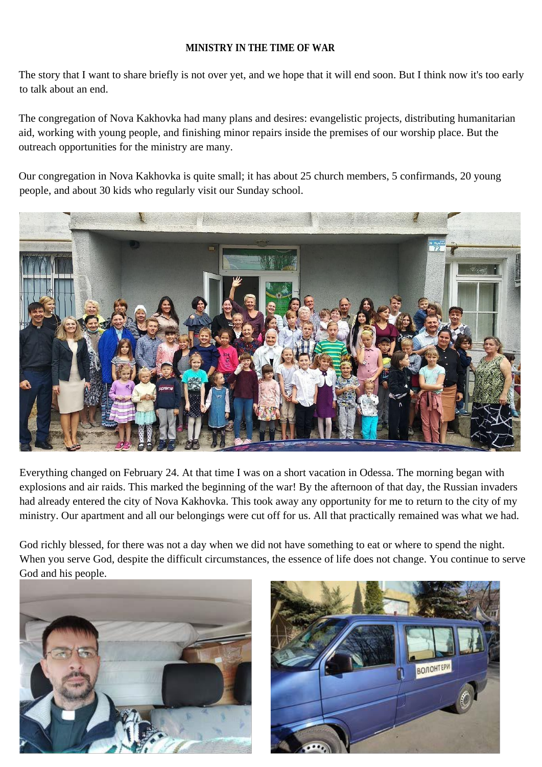**MINISTRY IN THE TIME OF WAR**

The story that I want to share briefly is not over yet, and we hope that it will end soon. But I think now it's too early to talk about an end.

The congregation of Nova Kakhovka had many plans and desires: evangelistic projects, distributing humanitarian aid, working with young people, and finishing minor repairs inside the premises of our worship place. But the outreach opportunities for the ministry are many.

Our congregation in Nova Kakhovka is quite small; it has about 25 church members, 5 confirmands, 20 young people, and about 30 kids who regularly visit our Sunday school.

Everything changed on February 24. At that time I was on a short vacation in Odessa. The morning began with explosions and air raids. This marked the beginning of the war! By the afternoon of that day, the Russian invaders had already entered the city of Nova Kakhovka. This took away any opportunity for me to return to the city of my ministry. Our apartment and all our belongings were cut off for us. All that practically remained was what we had.

God richly blessed, for there was not a day when we did not have something to eat or where to spend the night. When you serve God, despite the difficult circumstances, the essence of life does not change. You continue to serve God and his people.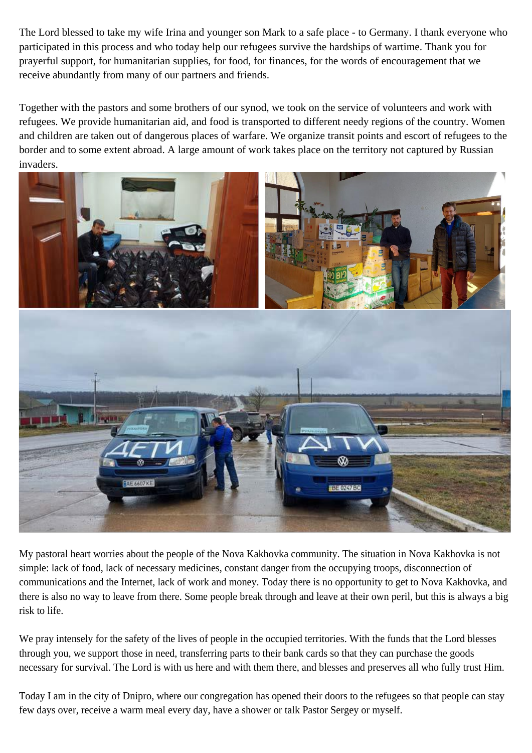The Lord blessed to take my wife Irina and younger son Mark to a safe place - to Germany. I thank everyone who participated in this process and who today help our refugees survive the hardships of wartime. Thank you for prayerful support, for humanitarian supplies, for food, for finances, for the words of encouragement that we receive abundantly from many of our partners and friends.

Together with the pastors and some brothers of our synod, we took on the service of volunteers and work with refugees. We provide humanitarian aid, and food is transported to different needy regions of the country. Women and children are taken out of dangerous places of warfare. We organize transit points and escort of refugees to the border and to some extent abroad. A large amount of work takes place on the territory not captured by Russian invaders.

My pastoral heart worries about the people of the Nova Kakhovka community. The situation in Nova Kakhovka is not simple: lack of food, lack of necessary medicines, constant danger from the occupying troops, disconnection of communications and the Internet, lack of work and money. Today there is no opportunity to get to Nova Kakhovka, and there is also no way to leave from there. Some people break through and leave at their own peril, but this is always a big risk to life.

We pray intensely for the safety of the lives of people in the occupied territories. With the funds that the Lord blesses through you, we support those in need, transferring parts to their bank cards so that they can purchase the goods necessary for survival. The Lord is with us here and with them there, and blesses and preserves all who fully trust Him.

Today I am in the city of Dnipro, where our congregation has opened their doors to the refugees so that people can stay few days over, receive a warm meal every day, have a shower or talk Pastor Sergey or myself.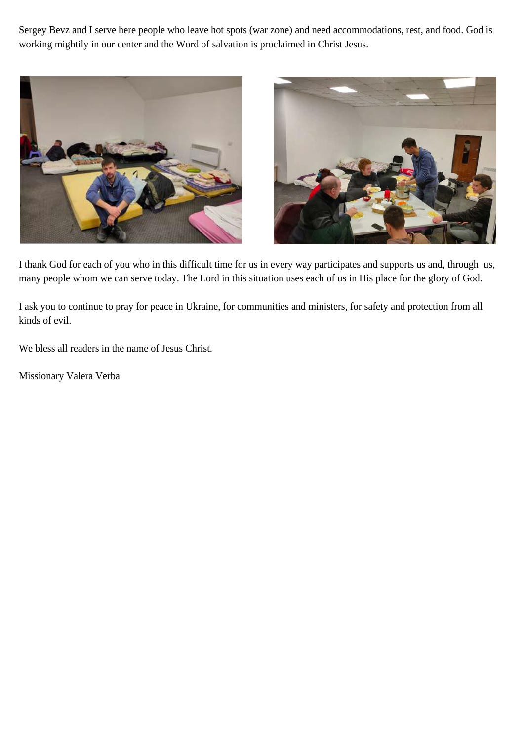Sergey Bevz and I serve here people who leave hot spots (war zone) and need accommodations, rest, and food. God is working mightily in our center and the Word of salvation is proclaimed in Christ Jesus.

I thank God for each of you who in this difficult time for us in every way participates and supports us and, through us, many people whom we can serve today. The Lord in this situation uses each of us in His place for the glory of God.

I ask you to continue to pray for peace in Ukraine, for communities and ministers, for safety and protection from all kinds of evil.

We bless all readers in the name of Jesus Christ.

Missionary Valera Verba